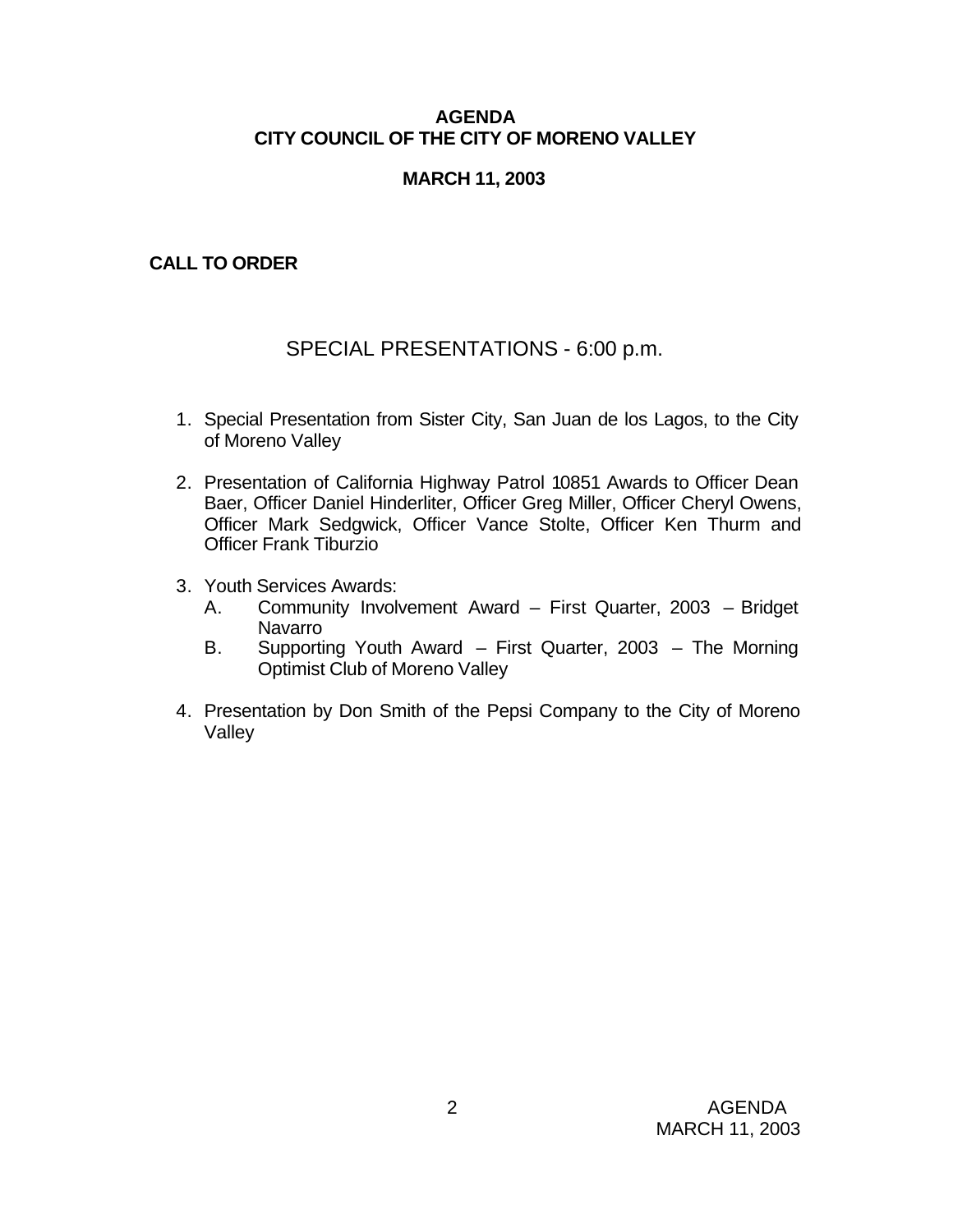# AGENDA
# CITY COUNCIL OF THE CITY OF MORENO VALLEY

## MARCH 11, 2003

**CALL TO ORDER**

## SPECIAL PRESENTATIONS - 6:00 p.m.

1. Special Presentation from Sister City, San Juan de los Lagos, to the City of Moreno Valley

2. Presentation of California Highway Patrol 10851 Awards to Officer Dean Baer, Officer Daniel Hinderliter, Officer Greg Miller, Officer Cheryl Owens, Officer Mark Sedgwick, Officer Vance Stolte, Officer Ken Thurm and Officer Frank Tiburzio

3. Youth Services Awards:
   - A. Community Involvement Award – First Quarter, 2003 – Bridget Navarro
   - B. Supporting Youth Award – First Quarter, 2003 – The Morning Optimist Club of Moreno Valley

4. Presentation by Don Smith of the Pepsi Company to the City of Moreno Valley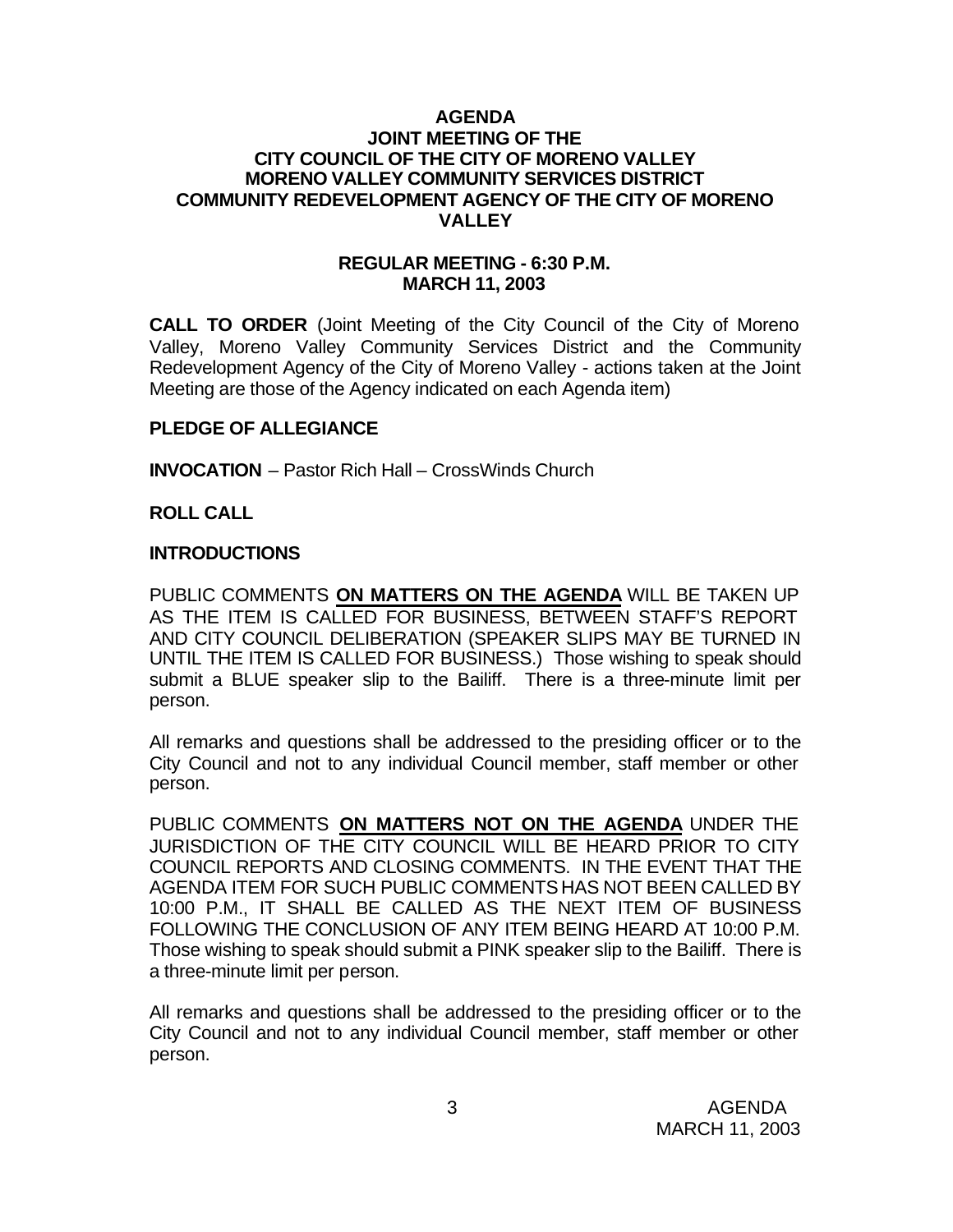**AGENDA**
**JOINT MEETING OF THE**
**CITY COUNCIL OF THE CITY OF MORENO VALLEY**
**MORENO VALLEY COMMUNITY SERVICES DISTRICT**
**COMMUNITY REDEVELOPMENT AGENCY OF THE CITY OF MORENO VALLEY**

**REGULAR MEETING - 6:30 P.M.**
**MARCH 11, 2003**

**CALL TO ORDER** (Joint Meeting of the City Council of the City of Moreno Valley, Moreno Valley Community Services District and the Community Redevelopment Agency of the City of Moreno Valley - actions taken at the Joint Meeting are those of the Agency indicated on each Agenda item)

**PLEDGE OF ALLEGIANCE**

**INVOCATION** – Pastor Rich Hall – CrossWinds Church

**ROLL CALL**

**INTRODUCTIONS**

PUBLIC COMMENTS **ON MATTERS ON THE AGENDA** WILL BE TAKEN UP AS THE ITEM IS CALLED FOR BUSINESS, BETWEEN STAFF'S REPORT AND CITY COUNCIL DELIBERATION (SPEAKER SLIPS MAY BE TURNED IN UNTIL THE ITEM IS CALLED FOR BUSINESS.) Those wishing to speak should submit a BLUE speaker slip to the Bailiff. There is a three-minute limit per person.

All remarks and questions shall be addressed to the presiding officer or to the City Council and not to any individual Council member, staff member or other person.

PUBLIC COMMENTS **ON MATTERS NOT ON THE AGENDA** UNDER THE JURISDICTION OF THE CITY COUNCIL WILL BE HEARD PRIOR TO CITY COUNCIL REPORTS AND CLOSING COMMENTS. IN THE EVENT THAT THE AGENDA ITEM FOR SUCH PUBLIC COMMENTS HAS NOT BEEN CALLED BY 10:00 P.M., IT SHALL BE CALLED AS THE NEXT ITEM OF BUSINESS FOLLOWING THE CONCLUSION OF ANY ITEM BEING HEARD AT 10:00 P.M. Those wishing to speak should submit a PINK speaker slip to the Bailiff. There is a three-minute limit per person.

All remarks and questions shall be addressed to the presiding officer or to the City Council and not to any individual Council member, staff member or other person.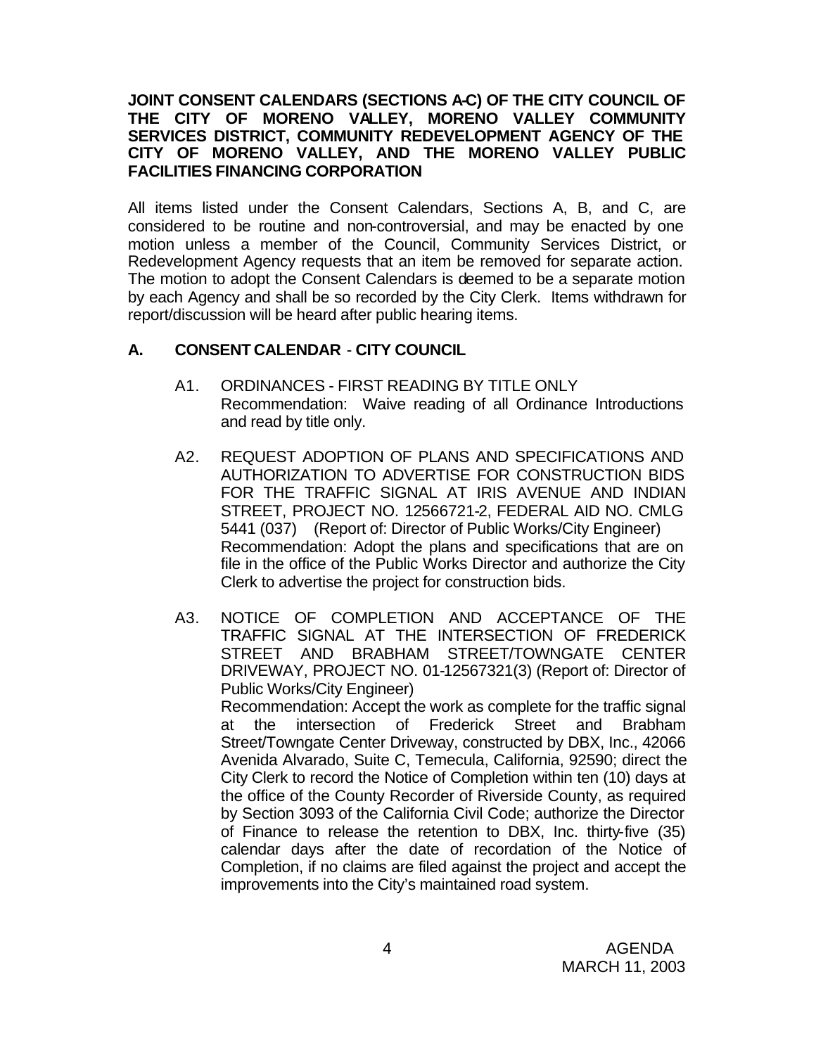**JOINT CONSENT CALENDARS (SECTIONS A-C) OF THE CITY COUNCIL OF THE CITY OF MORENO VALLEY, MORENO VALLEY COMMUNITY SERVICES DISTRICT, COMMUNITY REDEVELOPMENT AGENCY OF THE CITY OF MORENO VALLEY, AND THE MORENO VALLEY PUBLIC FACILITIES FINANCING CORPORATION**

All items listed under the Consent Calendars, Sections A, B, and C, are considered to be routine and non-controversial, and may be enacted by one motion unless a member of the Council, Community Services District, or Redevelopment Agency requests that an item be removed for separate action. The motion to adopt the Consent Calendars is deemed to be a separate motion by each Agency and shall be so recorded by the City Clerk. Items withdrawn for report/discussion will be heard after public hearing items.

## A. CONSENT CALENDAR - CITY COUNCIL

A1. ORDINANCES - FIRST READING BY TITLE ONLY
Recommendation: Waive reading of all Ordinance Introductions and read by title only.

A2. REQUEST ADOPTION OF PLANS AND SPECIFICATIONS AND AUTHORIZATION TO ADVERTISE FOR CONSTRUCTION BIDS FOR THE TRAFFIC SIGNAL AT IRIS AVENUE AND INDIAN STREET, PROJECT NO. 12566721-2, FEDERAL AID NO. CMLG 5441 (037) (Report of: Director of Public Works/City Engineer)
Recommendation: Adopt the plans and specifications that are on file in the office of the Public Works Director and authorize the City Clerk to advertise the project for construction bids.

A3. NOTICE OF COMPLETION AND ACCEPTANCE OF THE TRAFFIC SIGNAL AT THE INTERSECTION OF FREDERICK STREET AND BRABHAM STREET/TOWNGATE CENTER DRIVEWAY, PROJECT NO. 01-12567321(3) (Report of: Director of Public Works/City Engineer)
Recommendation: Accept the work as complete for the traffic signal at the intersection of Frederick Street and Brabham Street/Towngate Center Driveway, constructed by DBX, Inc., 42066 Avenida Alvarado, Suite C, Temecula, California, 92590; direct the City Clerk to record the Notice of Completion within ten (10) days at the office of the County Recorder of Riverside County, as required by Section 3093 of the California Civil Code; authorize the Director of Finance to release the retention to DBX, Inc. thirty-five (35) calendar days after the date of recordation of the Notice of Completion, if no claims are filed against the project and accept the improvements into the City's maintained road system.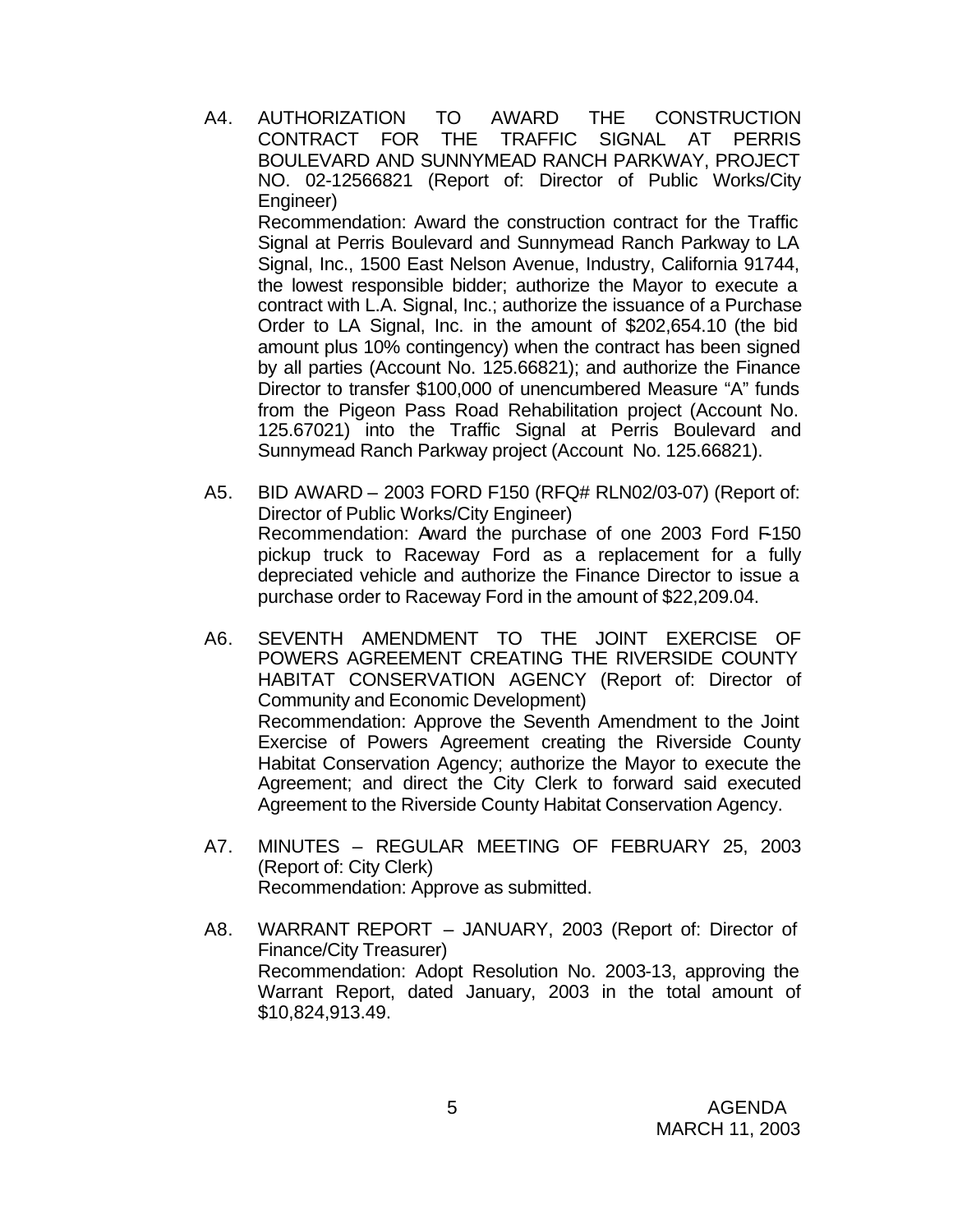A4. AUTHORIZATION TO AWARD THE CONSTRUCTION CONTRACT FOR THE TRAFFIC SIGNAL AT PERRIS BOULEVARD AND SUNNYMEAD RANCH PARKWAY, PROJECT NO. 02-12566821 (Report of: Director of Public Works/City Engineer)
Recommendation: Award the construction contract for the Traffic Signal at Perris Boulevard and Sunnymead Ranch Parkway to LA Signal, Inc., 1500 East Nelson Avenue, Industry, California 91744, the lowest responsible bidder; authorize the Mayor to execute a contract with L.A. Signal, Inc.; authorize the issuance of a Purchase Order to LA Signal, Inc. in the amount of $202,654.10 (the bid amount plus 10% contingency) when the contract has been signed by all parties (Account No. 125.66821); and authorize the Finance Director to transfer $100,000 of unencumbered Measure "A" funds from the Pigeon Pass Road Rehabilitation project (Account No. 125.67021) into the Traffic Signal at Perris Boulevard and Sunnymead Ranch Parkway project (Account No. 125.66821).

A5. BID AWARD – 2003 FORD F150 (RFQ# RLN02/03-07) (Report of: Director of Public Works/City Engineer)
Recommendation: Award the purchase of one 2003 Ford F-150 pickup truck to Raceway Ford as a replacement for a fully depreciated vehicle and authorize the Finance Director to issue a purchase order to Raceway Ford in the amount of $22,209.04.

A6. SEVENTH AMENDMENT TO THE JOINT EXERCISE OF POWERS AGREEMENT CREATING THE RIVERSIDE COUNTY HABITAT CONSERVATION AGENCY (Report of: Director of Community and Economic Development)
Recommendation: Approve the Seventh Amendment to the Joint Exercise of Powers Agreement creating the Riverside County Habitat Conservation Agency; authorize the Mayor to execute the Agreement; and direct the City Clerk to forward said executed Agreement to the Riverside County Habitat Conservation Agency.

A7. MINUTES – REGULAR MEETING OF FEBRUARY 25, 2003 (Report of: City Clerk)
Recommendation: Approve as submitted.

A8. WARRANT REPORT – JANUARY, 2003 (Report of: Director of Finance/City Treasurer)
Recommendation: Adopt Resolution No. 2003-13, approving the Warrant Report, dated January, 2003 in the total amount of $10,824,913.49.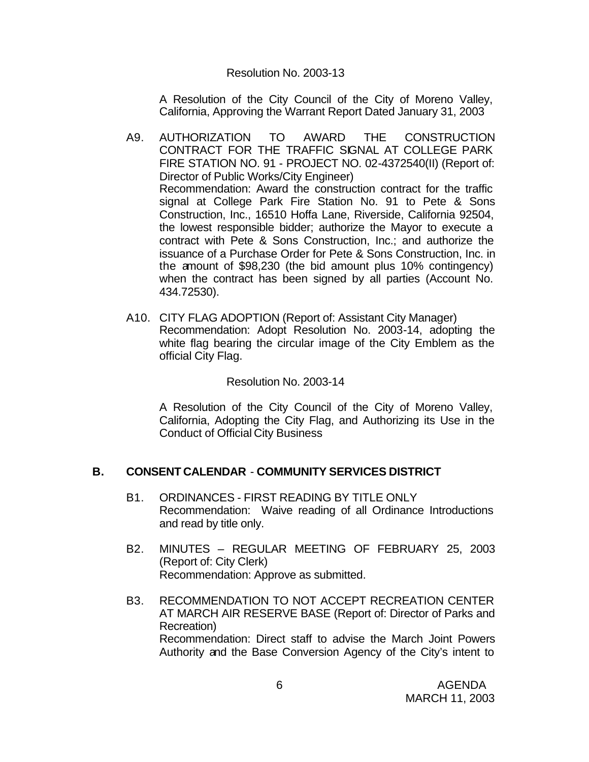Resolution No. 2003-13

A Resolution of the City Council of the City of Moreno Valley, California, Approving the Warrant Report Dated January 31, 2003

A9. AUTHORIZATION TO AWARD THE CONSTRUCTION CONTRACT FOR THE TRAFFIC SIGNAL AT COLLEGE PARK FIRE STATION NO. 91 - PROJECT NO. 02-4372540(II) (Report of: Director of Public Works/City Engineer)
Recommendation: Award the construction contract for the traffic signal at College Park Fire Station No. 91 to Pete & Sons Construction, Inc., 16510 Hoffa Lane, Riverside, California 92504, the lowest responsible bidder; authorize the Mayor to execute a contract with Pete & Sons Construction, Inc.; and authorize the issuance of a Purchase Order for Pete & Sons Construction, Inc. in the amount of $98,230 (the bid amount plus 10% contingency) when the contract has been signed by all parties (Account No. 434.72530).

A10. CITY FLAG ADOPTION (Report of: Assistant City Manager)
Recommendation: Adopt Resolution No. 2003-14, adopting the white flag bearing the circular image of the City Emblem as the official City Flag.

Resolution No. 2003-14

A Resolution of the City Council of the City of Moreno Valley, California, Adopting the City Flag, and Authorizing its Use in the Conduct of Official City Business

## B. CONSENT CALENDAR - COMMUNITY SERVICES DISTRICT

B1. ORDINANCES - FIRST READING BY TITLE ONLY
Recommendation: Waive reading of all Ordinance Introductions and read by title only.

B2. MINUTES – REGULAR MEETING OF FEBRUARY 25, 2003 (Report of: City Clerk)
Recommendation: Approve as submitted.

B3. RECOMMENDATION TO NOT ACCEPT RECREATION CENTER AT MARCH AIR RESERVE BASE (Report of: Director of Parks and Recreation)
Recommendation: Direct staff to advise the March Joint Powers Authority and the Base Conversion Agency of the City's intent to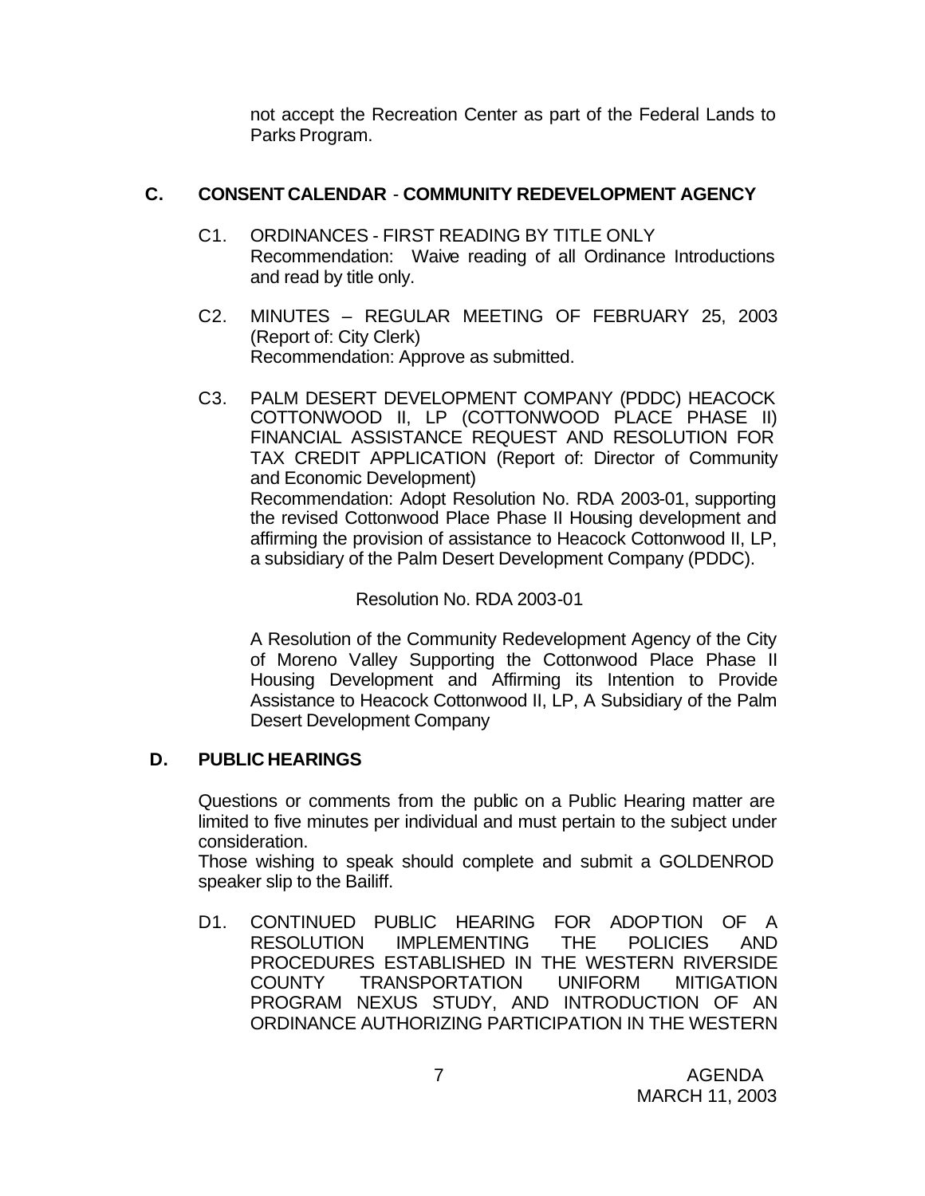not accept the Recreation Center as part of the Federal Lands to Parks Program.

## C. CONSENT CALENDAR - COMMUNITY REDEVELOPMENT AGENCY

C1. ORDINANCES - FIRST READING BY TITLE ONLY
Recommendation: Waive reading of all Ordinance Introductions and read by title only.

C2. MINUTES – REGULAR MEETING OF FEBRUARY 25, 2003 (Report of: City Clerk)
Recommendation: Approve as submitted.

C3. PALM DESERT DEVELOPMENT COMPANY (PDDC) HEACOCK COTTONWOOD II, LP (COTTONWOOD PLACE PHASE II) FINANCIAL ASSISTANCE REQUEST AND RESOLUTION FOR TAX CREDIT APPLICATION (Report of: Director of Community and Economic Development)
Recommendation: Adopt Resolution No. RDA 2003-01, supporting the revised Cottonwood Place Phase II Housing development and affirming the provision of assistance to Heacock Cottonwood II, LP, a subsidiary of the Palm Desert Development Company (PDDC).

Resolution No. RDA 2003-01

A Resolution of the Community Redevelopment Agency of the City of Moreno Valley Supporting the Cottonwood Place Phase II Housing Development and Affirming its Intention to Provide Assistance to Heacock Cottonwood II, LP, A Subsidiary of the Palm Desert Development Company

## D. PUBLIC HEARINGS

Questions or comments from the public on a Public Hearing matter are limited to five minutes per individual and must pertain to the subject under consideration.
Those wishing to speak should complete and submit a GOLDENROD speaker slip to the Bailiff.

D1. CONTINUED PUBLIC HEARING FOR ADOPTION OF A RESOLUTION IMPLEMENTING THE POLICIES AND PROCEDURES ESTABLISHED IN THE WESTERN RIVERSIDE COUNTY TRANSPORTATION UNIFORM MITIGATION PROGRAM NEXUS STUDY, AND INTRODUCTION OF AN ORDINANCE AUTHORIZING PARTICIPATION IN THE WESTERN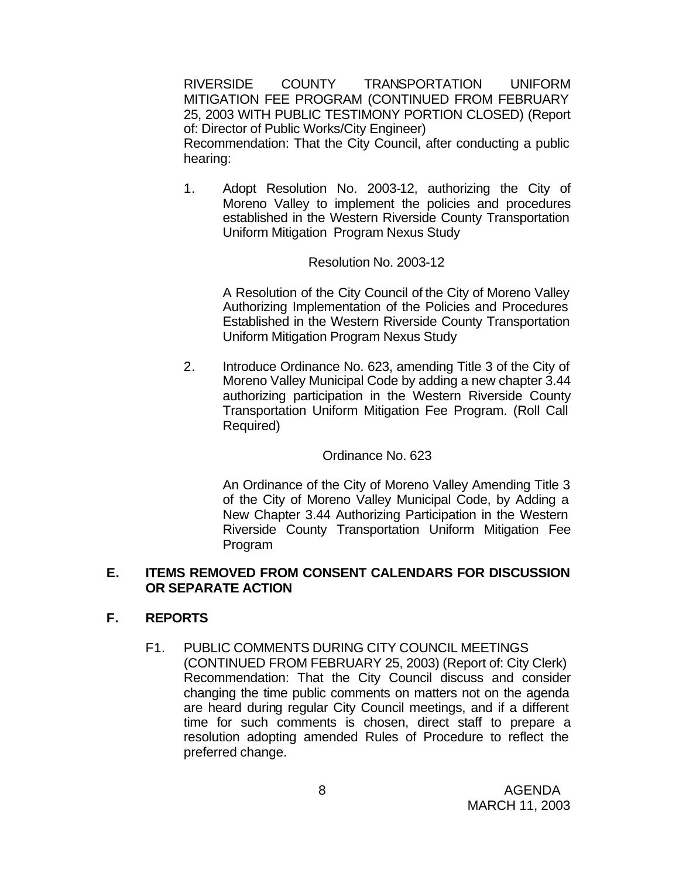RIVERSIDE COUNTY TRANSPORTATION UNIFORM MITIGATION FEE PROGRAM (CONTINUED FROM FEBRUARY 25, 2003 WITH PUBLIC TESTIMONY PORTION CLOSED) (Report of: Director of Public Works/City Engineer)
Recommendation: That the City Council, after conducting a public hearing:

1. Adopt Resolution No. 2003-12, authorizing the City of Moreno Valley to implement the policies and procedures established in the Western Riverside County Transportation Uniform Mitigation Program Nexus Study

   Resolution No. 2003-12

   A Resolution of the City Council of the City of Moreno Valley Authorizing Implementation of the Policies and Procedures Established in the Western Riverside County Transportation Uniform Mitigation Program Nexus Study

2. Introduce Ordinance No. 623, amending Title 3 of the City of Moreno Valley Municipal Code by adding a new chapter 3.44 authorizing participation in the Western Riverside County Transportation Uniform Mitigation Fee Program. (Roll Call Required)

   Ordinance No. 623

   An Ordinance of the City of Moreno Valley Amending Title 3 of the City of Moreno Valley Municipal Code, by Adding a New Chapter 3.44 Authorizing Participation in the Western Riverside County Transportation Uniform Mitigation Fee Program

## E. ITEMS REMOVED FROM CONSENT CALENDARS FOR DISCUSSION OR SEPARATE ACTION

## F. REPORTS

F1. PUBLIC COMMENTS DURING CITY COUNCIL MEETINGS (CONTINUED FROM FEBRUARY 25, 2003) (Report of: City Clerk)
Recommendation: That the City Council discuss and consider changing the time public comments on matters not on the agenda are heard during regular City Council meetings, and if a different time for such comments is chosen, direct staff to prepare a resolution adopting amended Rules of Procedure to reflect the preferred change.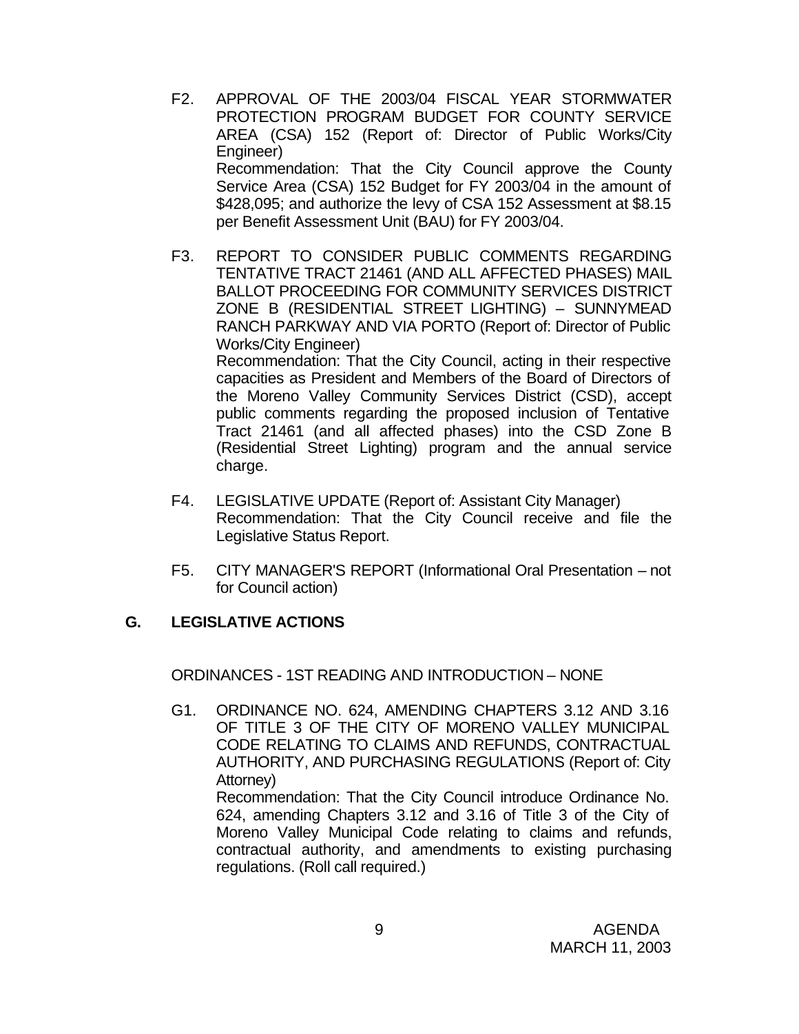F2. APPROVAL OF THE 2003/04 FISCAL YEAR STORMWATER PROTECTION PROGRAM BUDGET FOR COUNTY SERVICE AREA (CSA) 152 (Report of: Director of Public Works/City Engineer)
Recommendation: That the City Council approve the County Service Area (CSA) 152 Budget for FY 2003/04 in the amount of $428,095; and authorize the levy of CSA 152 Assessment at $8.15 per Benefit Assessment Unit (BAU) for FY 2003/04.

F3. REPORT TO CONSIDER PUBLIC COMMENTS REGARDING TENTATIVE TRACT 21461 (AND ALL AFFECTED PHASES) MAIL BALLOT PROCEEDING FOR COMMUNITY SERVICES DISTRICT ZONE B (RESIDENTIAL STREET LIGHTING) – SUNNYMEAD RANCH PARKWAY AND VIA PORTO (Report of: Director of Public Works/City Engineer)
Recommendation: That the City Council, acting in their respective capacities as President and Members of the Board of Directors of the Moreno Valley Community Services District (CSD), accept public comments regarding the proposed inclusion of Tentative Tract 21461 (and all affected phases) into the CSD Zone B (Residential Street Lighting) program and the annual service charge.

F4. LEGISLATIVE UPDATE (Report of: Assistant City Manager)
Recommendation: That the City Council receive and file the Legislative Status Report.

F5. CITY MANAGER'S REPORT (Informational Oral Presentation – not for Council action)

## G. LEGISLATIVE ACTIONS

ORDINANCES - 1ST READING AND INTRODUCTION – NONE

G1. ORDINANCE NO. 624, AMENDING CHAPTERS 3.12 AND 3.16 OF TITLE 3 OF THE CITY OF MORENO VALLEY MUNICIPAL CODE RELATING TO CLAIMS AND REFUNDS, CONTRACTUAL AUTHORITY, AND PURCHASING REGULATIONS (Report of: City Attorney)
Recommendation: That the City Council introduce Ordinance No. 624, amending Chapters 3.12 and 3.16 of Title 3 of the City of Moreno Valley Municipal Code relating to claims and refunds, contractual authority, and amendments to existing purchasing regulations. (Roll call required.)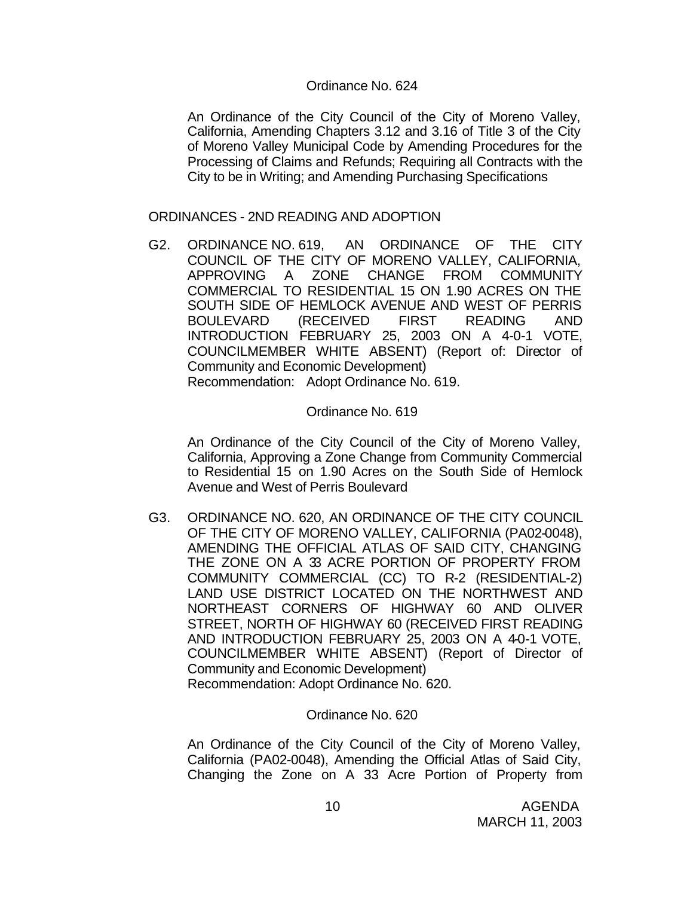Ordinance No. 624

An Ordinance of the City Council of the City of Moreno Valley, California, Amending Chapters 3.12 and 3.16 of Title 3 of the City of Moreno Valley Municipal Code by Amending Procedures for the Processing of Claims and Refunds; Requiring all Contracts with the City to be in Writing; and Amending Purchasing Specifications

ORDINANCES - 2ND READING AND ADOPTION

G2. ORDINANCE NO. 619, AN ORDINANCE OF THE CITY COUNCIL OF THE CITY OF MORENO VALLEY, CALIFORNIA, APPROVING A ZONE CHANGE FROM COMMUNITY COMMERCIAL TO RESIDENTIAL 15 ON 1.90 ACRES ON THE SOUTH SIDE OF HEMLOCK AVENUE AND WEST OF PERRIS BOULEVARD (RECEIVED FIRST READING AND INTRODUCTION FEBRUARY 25, 2003 ON A 4-0-1 VOTE, COUNCILMEMBER WHITE ABSENT) (Report of: Director of Community and Economic Development)
Recommendation: Adopt Ordinance No. 619.

Ordinance No. 619

An Ordinance of the City Council of the City of Moreno Valley, California, Approving a Zone Change from Community Commercial to Residential 15 on 1.90 Acres on the South Side of Hemlock Avenue and West of Perris Boulevard

G3. ORDINANCE NO. 620, AN ORDINANCE OF THE CITY COUNCIL OF THE CITY OF MORENO VALLEY, CALIFORNIA (PA02-0048), AMENDING THE OFFICIAL ATLAS OF SAID CITY, CHANGING THE ZONE ON A 33 ACRE PORTION OF PROPERTY FROM COMMUNITY COMMERCIAL (CC) TO R-2 (RESIDENTIAL-2) LAND USE DISTRICT LOCATED ON THE NORTHWEST AND NORTHEAST CORNERS OF HIGHWAY 60 AND OLIVER STREET, NORTH OF HIGHWAY 60 (RECEIVED FIRST READING AND INTRODUCTION FEBRUARY 25, 2003 ON A 4-0-1 VOTE, COUNCILMEMBER WHITE ABSENT) (Report of Director of Community and Economic Development)
Recommendation: Adopt Ordinance No. 620.

Ordinance No. 620

An Ordinance of the City Council of the City of Moreno Valley, California (PA02-0048), Amending the Official Atlas of Said City, Changing the Zone on A 33 Acre Portion of Property from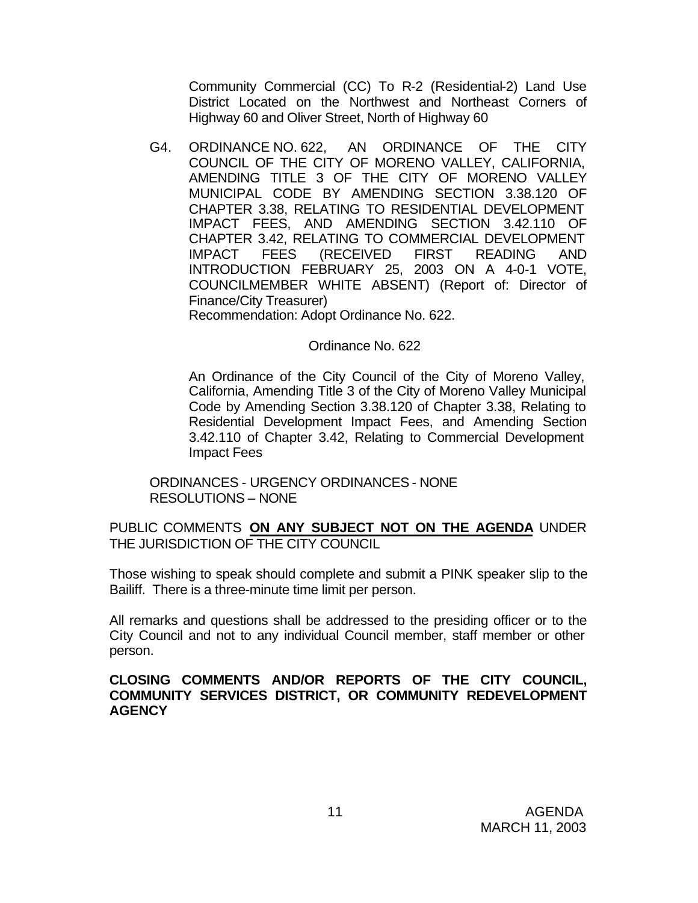Community Commercial (CC) To R-2 (Residential-2) Land Use District Located on the Northwest and Northeast Corners of Highway 60 and Oliver Street, North of Highway 60

G4. ORDINANCE NO. 622, AN ORDINANCE OF THE CITY COUNCIL OF THE CITY OF MORENO VALLEY, CALIFORNIA, AMENDING TITLE 3 OF THE CITY OF MORENO VALLEY MUNICIPAL CODE BY AMENDING SECTION 3.38.120 OF CHAPTER 3.38, RELATING TO RESIDENTIAL DEVELOPMENT IMPACT FEES, AND AMENDING SECTION 3.42.110 OF CHAPTER 3.42, RELATING TO COMMERCIAL DEVELOPMENT IMPACT FEES (RECEIVED FIRST READING AND INTRODUCTION FEBRUARY 25, 2003 ON A 4-0-1 VOTE, COUNCILMEMBER WHITE ABSENT) (Report of: Director of Finance/City Treasurer)
Recommendation: Adopt Ordinance No. 622.

Ordinance No. 622

An Ordinance of the City Council of the City of Moreno Valley, California, Amending Title 3 of the City of Moreno Valley Municipal Code by Amending Section 3.38.120 of Chapter 3.38, Relating to Residential Development Impact Fees, and Amending Section 3.42.110 of Chapter 3.42, Relating to Commercial Development Impact Fees

ORDINANCES - URGENCY ORDINANCES - NONE
RESOLUTIONS – NONE

PUBLIC COMMENTS **ON ANY SUBJECT NOT ON THE AGENDA** UNDER THE JURISDICTION OF THE CITY COUNCIL

Those wishing to speak should complete and submit a PINK speaker slip to the Bailiff. There is a three-minute time limit per person.

All remarks and questions shall be addressed to the presiding officer or to the City Council and not to any individual Council member, staff member or other person.

**CLOSING COMMENTS AND/OR REPORTS OF THE CITY COUNCIL, COMMUNITY SERVICES DISTRICT, OR COMMUNITY REDEVELOPMENT AGENCY**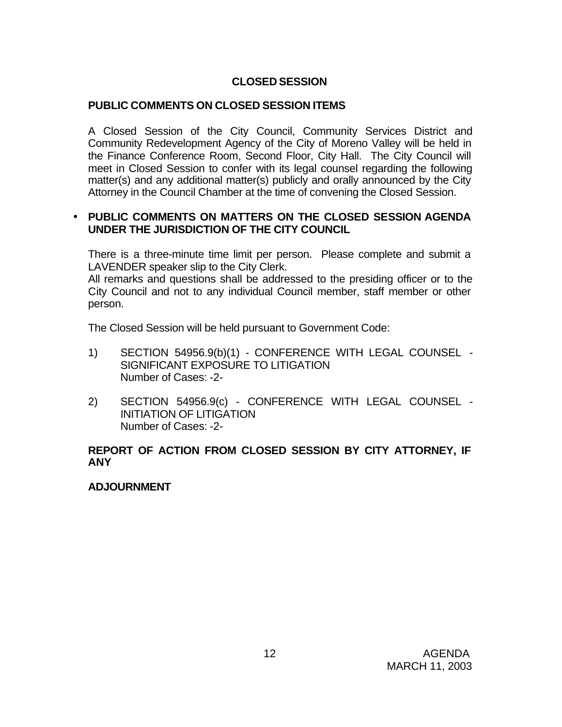## CLOSED SESSION

**PUBLIC COMMENTS ON CLOSED SESSION ITEMS**

A Closed Session of the City Council, Community Services District and Community Redevelopment Agency of the City of Moreno Valley will be held in the Finance Conference Room, Second Floor, City Hall. The City Council will meet in Closed Session to confer with its legal counsel regarding the following matter(s) and any additional matter(s) publicly and orally announced by the City Attorney in the Council Chamber at the time of convening the Closed Session.

- **PUBLIC COMMENTS ON MATTERS ON THE CLOSED SESSION AGENDA UNDER THE JURISDICTION OF THE CITY COUNCIL**

There is a three-minute time limit per person. Please complete and submit a LAVENDER speaker slip to the City Clerk.
All remarks and questions shall be addressed to the presiding officer or to the City Council and not to any individual Council member, staff member or other person.

The Closed Session will be held pursuant to Government Code:

1) SECTION 54956.9(b)(1) - CONFERENCE WITH LEGAL COUNSEL - SIGNIFICANT EXPOSURE TO LITIGATION
   Number of Cases: -2-

2) SECTION 54956.9(c) - CONFERENCE WITH LEGAL COUNSEL - INITIATION OF LITIGATION
   Number of Cases: -2-

**REPORT OF ACTION FROM CLOSED SESSION BY CITY ATTORNEY, IF ANY**

**ADJOURNMENT**